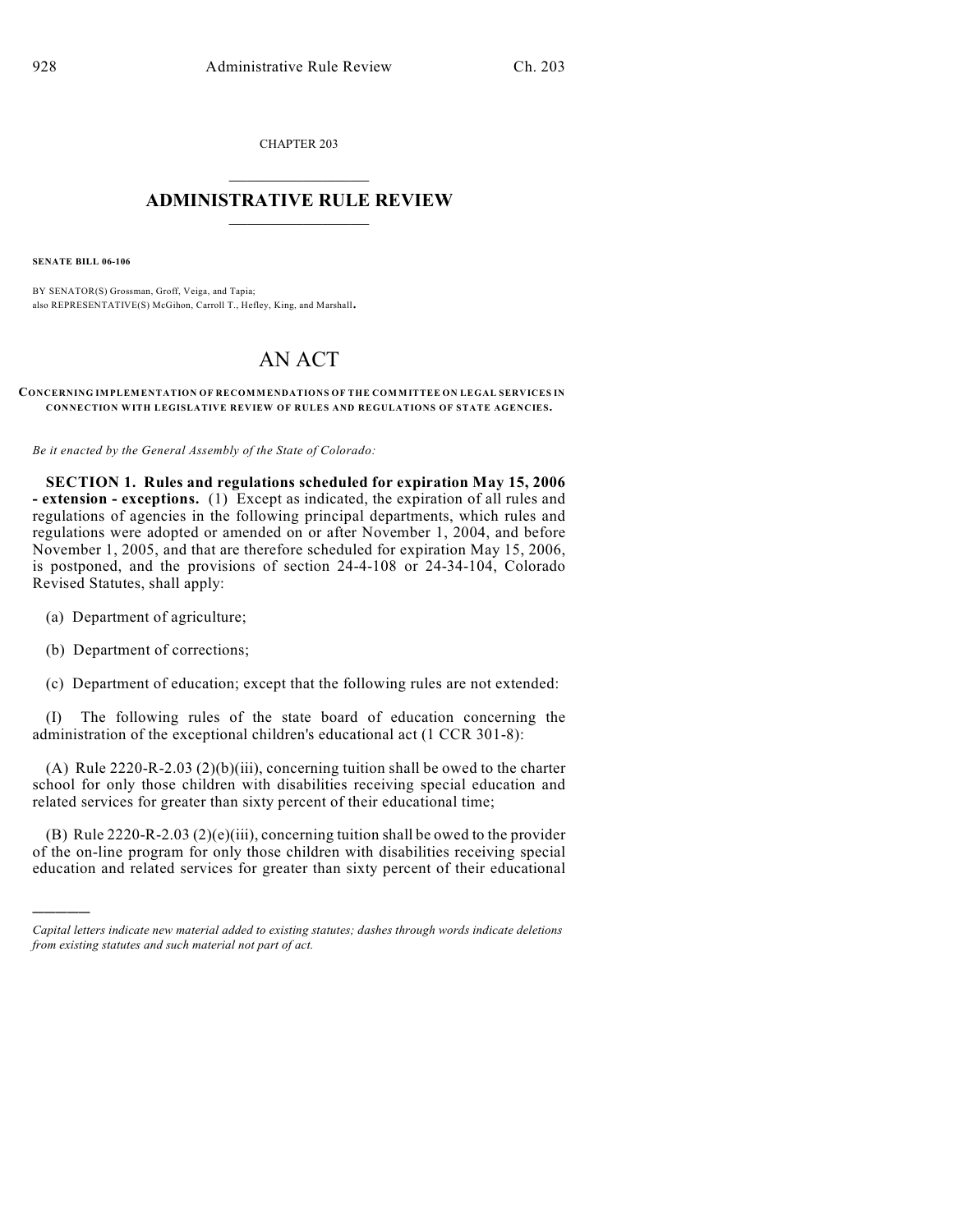CHAPTER 203

# ADMINISTRATIVE RULE REVIEW

**SENATE BILL 06-106**

BY SENATOR(S) Grossman, Groff, Veiga, and Tapia;
also REPRESENTATIVE(S) McGihon, Carroll T., Hefley, King, and Marshall.

# AN ACT

**CONCERNING IMPLEMENTATION OF RECOMMENDATIONS OF THE COMMITTEE ON LEGAL SERVICES IN CONNECTION WITH LEGISLATIVE REVIEW OF RULES AND REGULATIONS OF STATE AGENCIES.**

*Be it enacted by the General Assembly of the State of Colorado:*

**SECTION 1. Rules and regulations scheduled for expiration May 15, 2006 - extension - exceptions.** (1) Except as indicated, the expiration of all rules and regulations of agencies in the following principal departments, which rules and regulations were adopted or amended on or after November 1, 2004, and before November 1, 2005, and that are therefore scheduled for expiration May 15, 2006, is postponed, and the provisions of section 24-4-108 or 24-34-104, Colorado Revised Statutes, shall apply:

(a) Department of agriculture;

(b) Department of corrections;

(c) Department of education; except that the following rules are not extended:

(I) The following rules of the state board of education concerning the administration of the exceptional children's educational act (1 CCR 301-8):

(A) Rule 2220-R-2.03 (2)(b)(iii), concerning tuition shall be owed to the charter school for only those children with disabilities receiving special education and related services for greater than sixty percent of their educational time;

(B) Rule 2220-R-2.03 (2)(e)(iii), concerning tuition shall be owed to the provider of the on-line program for only those children with disabilities receiving special education and related services for greater than sixty percent of their educational

---

*Capital letters indicate new material added to existing statutes; dashes through words indicate deletions from existing statutes and such material not part of act.*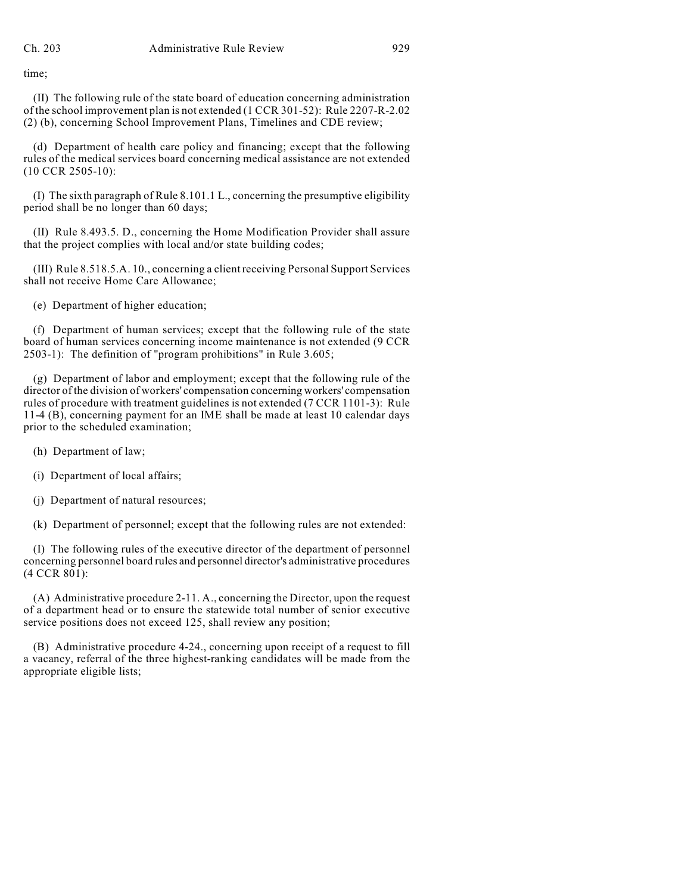time;

(II) The following rule of the state board of education concerning administration of the school improvement plan is not extended (1 CCR 301-52): Rule 2207-R-2.02 (2) (b), concerning School Improvement Plans, Timelines and CDE review;

(d) Department of health care policy and financing; except that the following rules of the medical services board concerning medical assistance are not extended (10 CCR 2505-10):

(I) The sixth paragraph of Rule 8.101.1 L., concerning the presumptive eligibility period shall be no longer than 60 days;

(II) Rule 8.493.5. D., concerning the Home Modification Provider shall assure that the project complies with local and/or state building codes;

(III) Rule 8.518.5.A. 10., concerning a client receiving Personal Support Services shall not receive Home Care Allowance;

(e) Department of higher education;

(f) Department of human services; except that the following rule of the state board of human services concerning income maintenance is not extended (9 CCR 2503-1): The definition of "program prohibitions" in Rule 3.605;

(g) Department of labor and employment; except that the following rule of the director of the division of workers' compensation concerning workers' compensation rules of procedure with treatment guidelines is not extended (7 CCR 1101-3): Rule 11-4 (B), concerning payment for an IME shall be made at least 10 calendar days prior to the scheduled examination;

(h) Department of law;

(i) Department of local affairs;

(j) Department of natural resources;

(k) Department of personnel; except that the following rules are not extended:

(I) The following rules of the executive director of the department of personnel concerning personnel board rules and personnel director's administrative procedures (4 CCR 801):

(A) Administrative procedure 2-11. A., concerning the Director, upon the request of a department head or to ensure the statewide total number of senior executive service positions does not exceed 125, shall review any position;

(B) Administrative procedure 4-24., concerning upon receipt of a request to fill a vacancy, referral of the three highest-ranking candidates will be made from the appropriate eligible lists;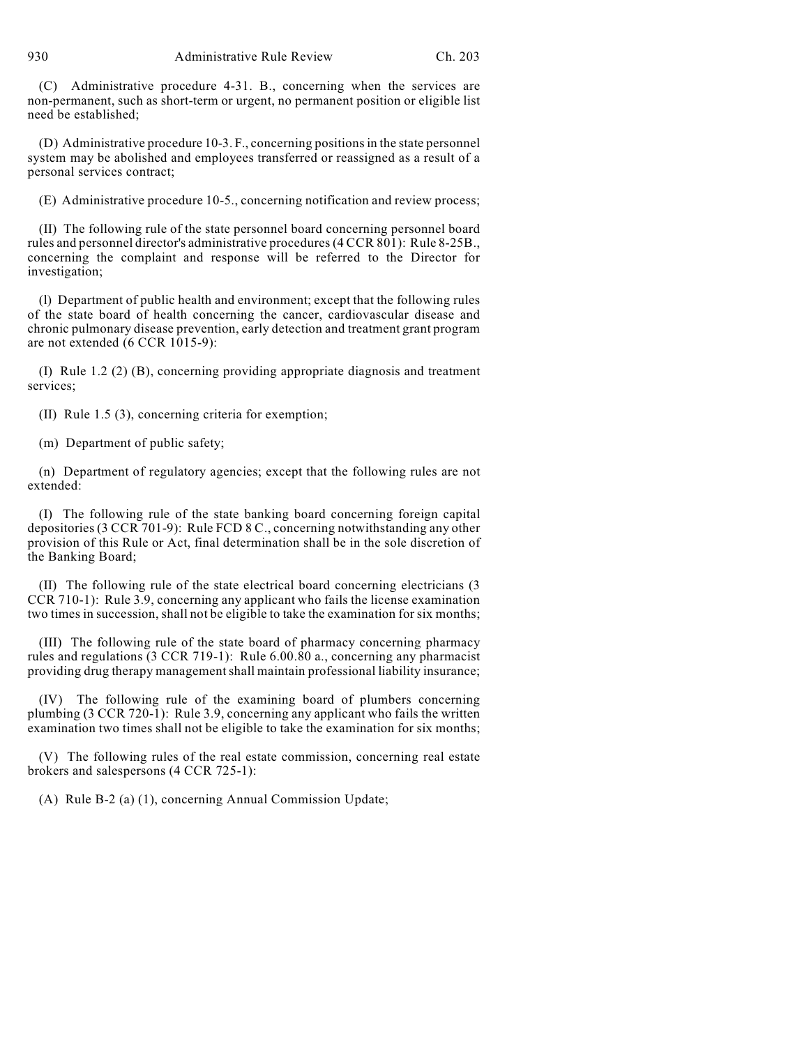(C) Administrative procedure 4-31. B., concerning when the services are non-permanent, such as short-term or urgent, no permanent position or eligible list need be established;

(D) Administrative procedure 10-3. F., concerning positions in the state personnel system may be abolished and employees transferred or reassigned as a result of a personal services contract;

(E) Administrative procedure 10-5., concerning notification and review process;

(II) The following rule of the state personnel board concerning personnel board rules and personnel director's administrative procedures (4 CCR 801): Rule 8-25B., concerning the complaint and response will be referred to the Director for investigation;

(l) Department of public health and environment; except that the following rules of the state board of health concerning the cancer, cardiovascular disease and chronic pulmonary disease prevention, early detection and treatment grant program are not extended (6 CCR 1015-9):

(I) Rule 1.2 (2) (B), concerning providing appropriate diagnosis and treatment services;

(II) Rule 1.5 (3), concerning criteria for exemption;

(m) Department of public safety;

(n) Department of regulatory agencies; except that the following rules are not extended:

(I) The following rule of the state banking board concerning foreign capital depositories (3 CCR 701-9): Rule FCD 8 C., concerning notwithstanding any other provision of this Rule or Act, final determination shall be in the sole discretion of the Banking Board;

(II) The following rule of the state electrical board concerning electricians (3 CCR 710-1): Rule 3.9, concerning any applicant who fails the license examination two times in succession, shall not be eligible to take the examination for six months;

(III) The following rule of the state board of pharmacy concerning pharmacy rules and regulations (3 CCR 719-1): Rule 6.00.80 a., concerning any pharmacist providing drug therapy management shall maintain professional liability insurance;

(IV) The following rule of the examining board of plumbers concerning plumbing (3 CCR 720-1): Rule 3.9, concerning any applicant who fails the written examination two times shall not be eligible to take the examination for six months;

(V) The following rules of the real estate commission, concerning real estate brokers and salespersons (4 CCR 725-1):

(A) Rule B-2 (a) (1), concerning Annual Commission Update;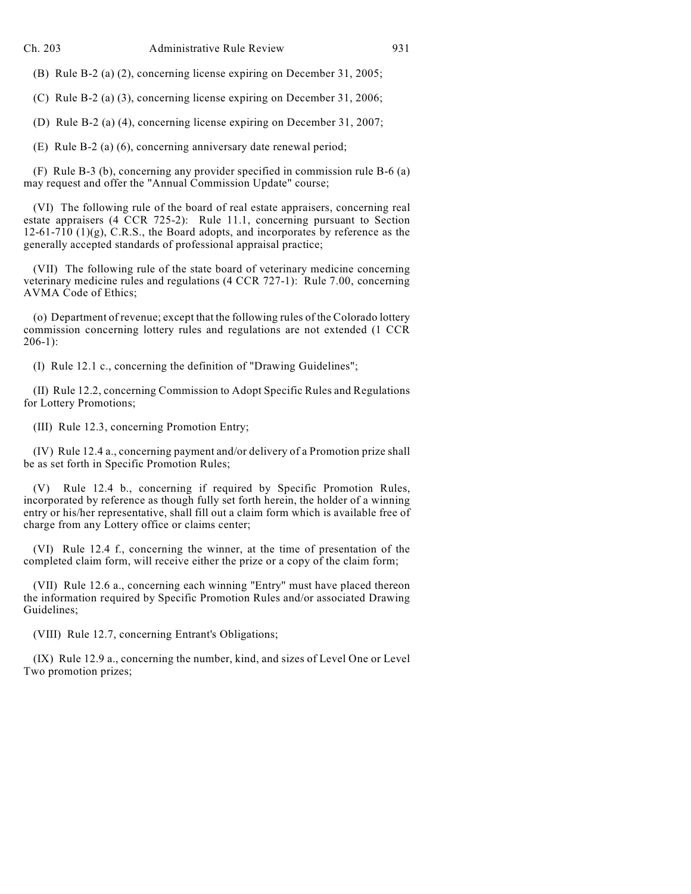(B) Rule B-2 (a) (2), concerning license expiring on December 31, 2005;

(C) Rule B-2 (a) (3), concerning license expiring on December 31, 2006;

(D) Rule B-2 (a) (4), concerning license expiring on December 31, 2007;

(E) Rule B-2 (a) (6), concerning anniversary date renewal period;

(F) Rule B-3 (b), concerning any provider specified in commission rule B-6 (a) may request and offer the "Annual Commission Update" course;

(VI) The following rule of the board of real estate appraisers, concerning real estate appraisers (4 CCR 725-2): Rule 11.1, concerning pursuant to Section 12-61-710 (1)(g), C.R.S., the Board adopts, and incorporates by reference as the generally accepted standards of professional appraisal practice;

(VII) The following rule of the state board of veterinary medicine concerning veterinary medicine rules and regulations (4 CCR 727-1): Rule 7.00, concerning AVMA Code of Ethics;

(o) Department of revenue; except that the following rules of the Colorado lottery commission concerning lottery rules and regulations are not extended (1 CCR 206-1):

(I) Rule 12.1 c., concerning the definition of "Drawing Guidelines";

(II) Rule 12.2, concerning Commission to Adopt Specific Rules and Regulations for Lottery Promotions;

(III) Rule 12.3, concerning Promotion Entry;

(IV) Rule 12.4 a., concerning payment and/or delivery of a Promotion prize shall be as set forth in Specific Promotion Rules;

(V) Rule 12.4 b., concerning if required by Specific Promotion Rules, incorporated by reference as though fully set forth herein, the holder of a winning entry or his/her representative, shall fill out a claim form which is available free of charge from any Lottery office or claims center;

(VI) Rule 12.4 f., concerning the winner, at the time of presentation of the completed claim form, will receive either the prize or a copy of the claim form;

(VII) Rule 12.6 a., concerning each winning "Entry" must have placed thereon the information required by Specific Promotion Rules and/or associated Drawing Guidelines;

(VIII) Rule 12.7, concerning Entrant's Obligations;

(IX) Rule 12.9 a., concerning the number, kind, and sizes of Level One or Level Two promotion prizes;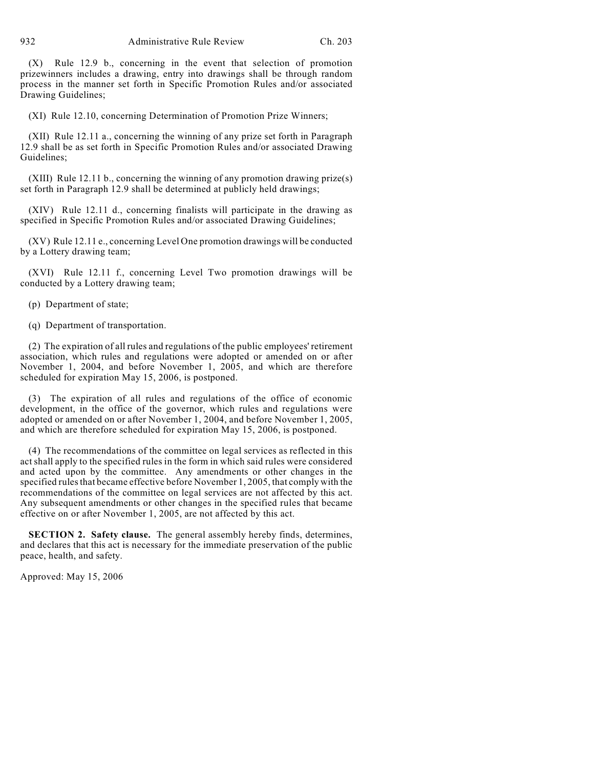(X) Rule 12.9 b., concerning in the event that selection of promotion prizewinners includes a drawing, entry into drawings shall be through random process in the manner set forth in Specific Promotion Rules and/or associated Drawing Guidelines;

(XI) Rule 12.10, concerning Determination of Promotion Prize Winners;

(XII) Rule 12.11 a., concerning the winning of any prize set forth in Paragraph 12.9 shall be as set forth in Specific Promotion Rules and/or associated Drawing Guidelines;

(XIII) Rule 12.11 b., concerning the winning of any promotion drawing prize(s) set forth in Paragraph 12.9 shall be determined at publicly held drawings;

(XIV) Rule 12.11 d., concerning finalists will participate in the drawing as specified in Specific Promotion Rules and/or associated Drawing Guidelines;

(XV) Rule 12.11 e., concerning Level One promotion drawings will be conducted by a Lottery drawing team;

(XVI) Rule 12.11 f., concerning Level Two promotion drawings will be conducted by a Lottery drawing team;

(p) Department of state;

(q) Department of transportation.

(2) The expiration of all rules and regulations of the public employees' retirement association, which rules and regulations were adopted or amended on or after November 1, 2004, and before November 1, 2005, and which are therefore scheduled for expiration May 15, 2006, is postponed.

(3) The expiration of all rules and regulations of the office of economic development, in the office of the governor, which rules and regulations were adopted or amended on or after November 1, 2004, and before November 1, 2005, and which are therefore scheduled for expiration May 15, 2006, is postponed.

(4) The recommendations of the committee on legal services as reflected in this act shall apply to the specified rules in the form in which said rules were considered and acted upon by the committee. Any amendments or other changes in the specified rules that became effective before November 1, 2005, that comply with the recommendations of the committee on legal services are not affected by this act. Any subsequent amendments or other changes in the specified rules that became effective on or after November 1, 2005, are not affected by this act.

**SECTION 2. Safety clause.** The general assembly hereby finds, determines, and declares that this act is necessary for the immediate preservation of the public peace, health, and safety.

Approved: May 15, 2006